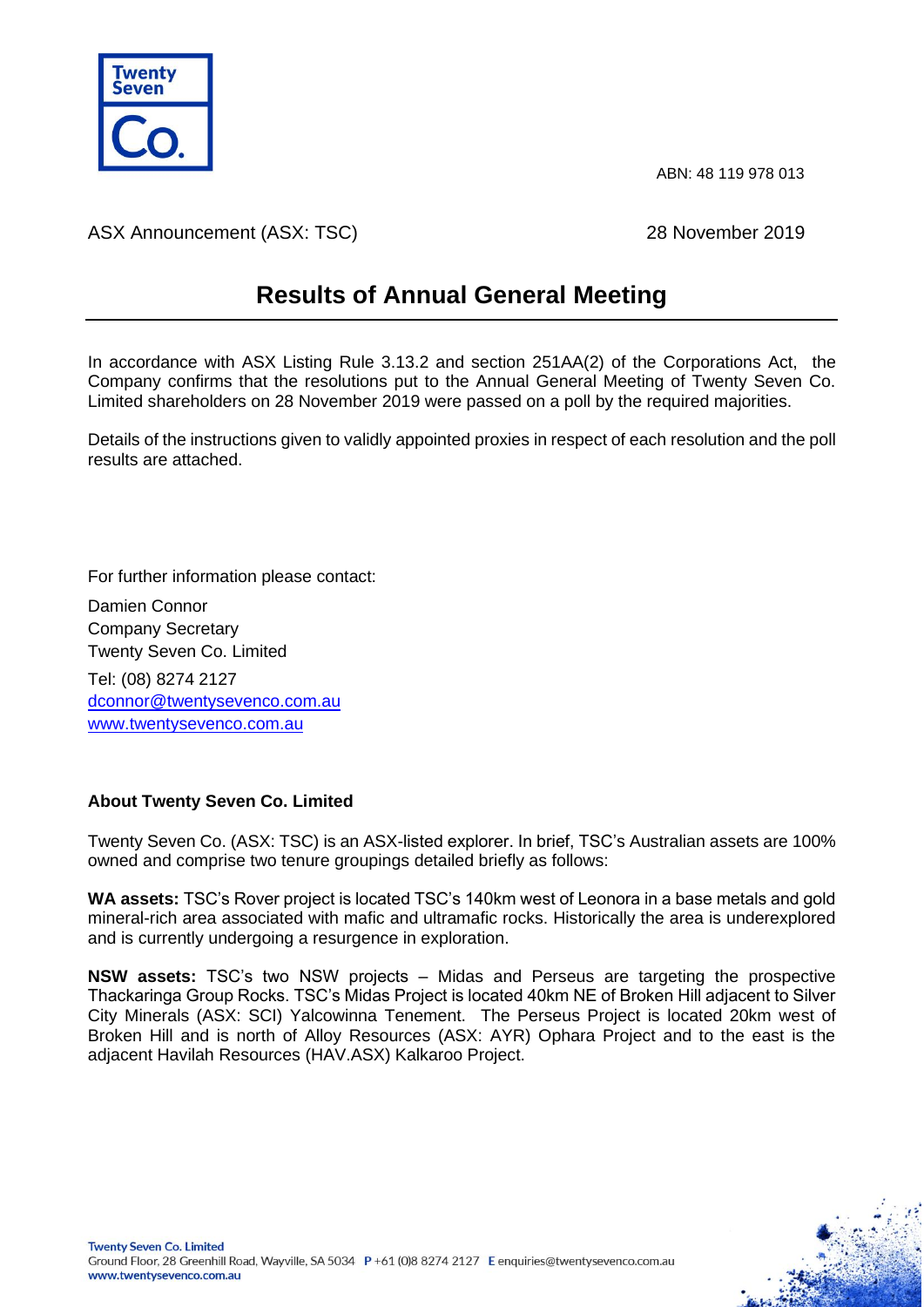ABN: 48 119 978 013

ASX Announcement (ASX: TSC)

28 November 2019

# Results of Annual General Meeting

In accordance with ASX Listing Rule 3.13.2 and section 251AA(2) of the Corporations Act, the Company confirms that the resolutions put to the Annual General Meeting of Twenty Seven Co. Limited shareholders on 28 November 2019 were passed on a poll by the required majorities.

Details of the instructions given to validly appointed proxies in respect of each resolution and the poll results are attached.

For further information please contact:

Damien Connor
Company Secretary
Twenty Seven Co. Limited

Tel: (08) 8274 2127
dconnor@twentysevenco.com.au
www.twentysevenco.com.au

**About Twenty Seven Co. Limited**

Twenty Seven Co. (ASX: TSC) is an ASX-listed explorer. In brief, TSC's Australian assets are 100% owned and comprise two tenure groupings detailed briefly as follows:

**WA assets:** TSC's Rover project is located TSC's 140km west of Leonora in a base metals and gold mineral-rich area associated with mafic and ultramafic rocks. Historically the area is underexplored and is currently undergoing a resurgence in exploration.

**NSW assets:** TSC's two NSW projects – Midas and Perseus are targeting the prospective Thackaringa Group Rocks. TSC's Midas Project is located 40km NE of Broken Hill adjacent to Silver City Minerals (ASX: SCI) Yalcowinna Tenement. The Perseus Project is located 20km west of Broken Hill and is north of Alloy Resources (ASX: AYR) Ophara Project and to the east is the adjacent Havilah Resources (HAV.ASX) Kalkaroo Project.

**Twenty Seven Co. Limited**
Ground Floor, 28 Greenhill Road, Wayville, SA 5034 **P** +61 (0)8 8274 2127 **E** enquiries@twentysevenco.com.au
**www.twentysevenco.com.au**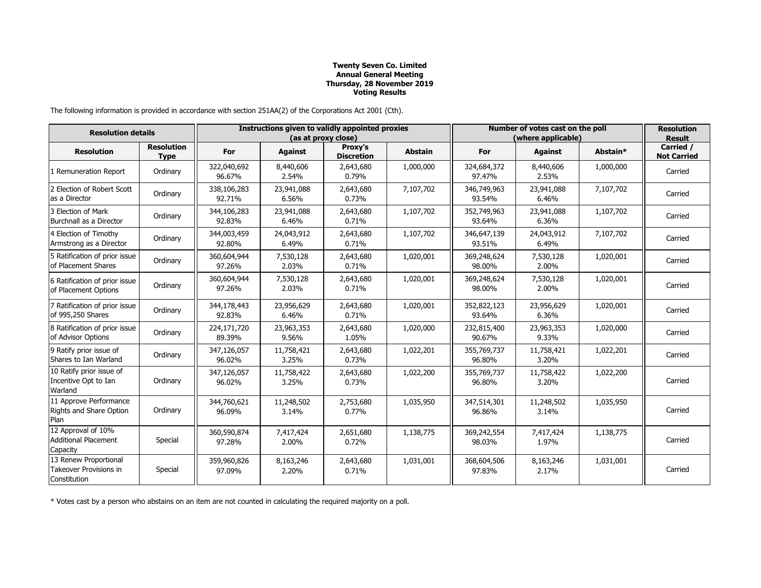**Twenty Seven Co. Limited**
**Annual General Meeting**
**Thursday, 28 November 2019**
**Voting Results**

The following information is provided in accordance with section 251AA(2) of the Corporations Act 2001 (Cth).

| Resolution details | | Instructions given to validly appointed proxies (as at proxy close) | | | | Number of votes cast on the poll (where applicable) | | | Resolution Result |
|---|---|---|---|---|---|---|---|---|---|
| **Resolution** | **Resolution Type** | **For** | **Against** | **Proxy's Discretion** | **Abstain** | **For** | **Against** | **Abstain*** | **Carried / Not Carried** |
| 1 Remuneration Report | Ordinary | 322,040,692 96.67% | 8,440,606 2.54% | 2,643,680 0.79% | 1,000,000 | 324,684,372 97.47% | 8,440,606 2.53% | 1,000,000 | Carried |
| 2 Election of Robert Scott as a Director | Ordinary | 338,106,283 92.71% | 23,941,088 6.56% | 2,643,680 0.73% | 7,107,702 | 346,749,963 93.54% | 23,941,088 6.46% | 7,107,702 | Carried |
| 3 Election of Mark Burchnall as a Director | Ordinary | 344,106,283 92.83% | 23,941,088 6.46% | 2,643,680 0.71% | 1,107,702 | 352,749,963 93.64% | 23,941,088 6.36% | 1,107,702 | Carried |
| 4 Election of Timothy Armstrong as a Director | Ordinary | 344,003,459 92.80% | 24,043,912 6.49% | 2,643,680 0.71% | 1,107,702 | 346,647,139 93.51% | 24,043,912 6.49% | 7,107,702 | Carried |
| 5 Ratification of prior issue of Placement Shares | Ordinary | 360,604,944 97.26% | 7,530,128 2.03% | 2,643,680 0.71% | 1,020,001 | 369,248,624 98.00% | 7,530,128 2.00% | 1,020,001 | Carried |
| 6 Ratification of prior issue of Placement Options | Ordinary | 360,604,944 97.26% | 7,530,128 2.03% | 2,643,680 0.71% | 1,020,001 | 369,248,624 98.00% | 7,530,128 2.00% | 1,020,001 | Carried |
| 7 Ratification of prior issue of 995,250 Shares | Ordinary | 344,178,443 92.83% | 23,956,629 6.46% | 2,643,680 0.71% | 1,020,001 | 352,822,123 93.64% | 23,956,629 6.36% | 1,020,001 | Carried |
| 8 Ratification of prior issue of Advisor Options | Ordinary | 224,171,720 89.39% | 23,963,353 9.56% | 2,643,680 1.05% | 1,020,000 | 232,815,400 90.67% | 23,963,353 9.33% | 1,020,000 | Carried |
| 9 Ratify prior issue of Shares to Ian Warland | Ordinary | 347,126,057 96.02% | 11,758,421 3.25% | 2,643,680 0.73% | 1,022,201 | 355,769,737 96.80% | 11,758,421 3.20% | 1,022,201 | Carried |
| 10 Ratify prior issue of Incentive Opt to Ian Warland | Ordinary | 347,126,057 96.02% | 11,758,422 3.25% | 2,643,680 0.73% | 1,022,200 | 355,769,737 96.80% | 11,758,422 3.20% | 1,022,200 | Carried |
| 11 Approve Performance Rights and Share Option Plan | Ordinary | 344,760,621 96.09% | 11,248,502 3.14% | 2,753,680 0.77% | 1,035,950 | 347,514,301 96.86% | 11,248,502 3.14% | 1,035,950 | Carried |
| 12 Approval of 10% Additional Placement Capacity | Special | 360,590,874 97.28% | 7,417,424 2.00% | 2,651,680 0.72% | 1,138,775 | 369,242,554 98.03% | 7,417,424 1.97% | 1,138,775 | Carried |
| 13 Renew Proportional Takeover Provisions in Constitution | Special | 359,960,826 97.09% | 8,163,246 2.20% | 2,643,680 0.71% | 1,031,001 | 368,604,506 97.83% | 8,163,246 2.17% | 1,031,001 | Carried |

* Votes cast by a person who abstains on an item are not counted in calculating the required majority on a poll.